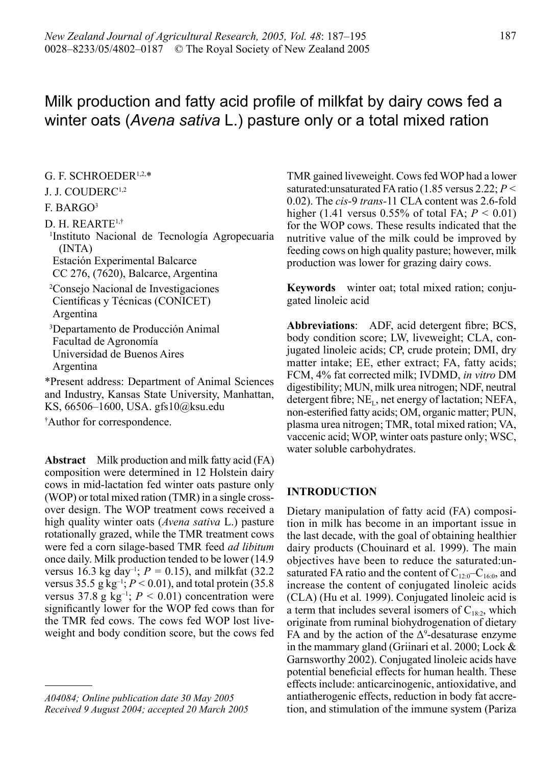# Milk production and fatty acid profile of milkfat by dairy cows fed a winter oats (*Avena sativa* L.) pasture only or a total mixed ration

G. F. SCHROEDER[1,2,*]

J. J. COUDERC[1,2]

F. BARGO[3]

D. H. REARTE[1,†]

[1]Instituto Nacional de Tecnología Agropecuaria (INTA)
Estación Experimental Balcarce
CC 276, (7620), Balcarce, Argentina

[2]Consejo Nacional de Investigaciones Científicas y Técnicas (CONICET)
Argentina

[3]Departamento de Producción Animal
Facultad de Agronomía
Universidad de Buenos Aires
Argentina

*Present address: Department of Animal Sciences and Industry, Kansas State University, Manhattan, KS, 66506–1600, USA. gfs10@ksu.edu

†Author for correspondence.

**Abstract** Milk production and milk fatty acid (FA) composition were determined in 12 Holstein dairy cows in mid-lactation fed winter oats pasture only (WOP) or total mixed ration (TMR) in a single cross-over design. The WOP treatment cows received a high quality winter oats (*Avena sativa* L.) pasture rotationally grazed, while the TMR treatment cows were fed a corn silage-based TMR feed *ad libitum* once daily. Milk production tended to be lower (14.9 versus 16.3 kg day$^{-1}$; $P = 0.15$), and milkfat (32.2 versus 35.5 g kg$^{-1}$; $P < 0.01$), and total protein (35.8 versus 37.8 g kg$^{-1}$; $P < 0.01$) concentration were significantly lower for the WOP fed cows than for the TMR fed cows. The cows fed WOP lost liveweight and body condition score, but the cows fed TMR gained liveweight. Cows fed WOP had a lower saturated:unsaturated FA ratio (1.85 versus 2.22; $P < 0.02$). The *cis*-9 *trans*-11 CLA content was 2.6-fold higher (1.41 versus 0.55% of total FA; $P < 0.01$) for the WOP cows. These results indicated that the nutritive value of the milk could be improved by feeding cows on high quality pasture; however, milk production was lower for grazing dairy cows.

**Keywords** winter oat; total mixed ration; conjugated linoleic acid

**Abbreviations**: ADF, acid detergent fibre; BCS, body condition score; LW, liveweight; CLA, conjugated linoleic acids; CP, crude protein; DMI, dry matter intake; EE, ether extract; FA, fatty acids; FCM, 4% fat corrected milk; IVDMD, *in vitro* DM digestibility; MUN, milk urea nitrogen; NDF, neutral detergent fibre; $NE_L$, net energy of lactation; NEFA, non-esterified fatty acids; OM, organic matter; PUN, plasma urea nitrogen; TMR, total mixed ration; VA, vaccenic acid; WOP, winter oats pasture only; WSC, water soluble carbohydrates.

*A04084; Online publication date 30 May 2005*
*Received 9 August 2004; accepted 20 March 2005*

## INTRODUCTION

Dietary manipulation of fatty acid (FA) composition in milk has become in an important issue in the last decade, with the goal of obtaining healthier dairy products (Chouinard et al. 1999). The main objectives have been to reduce the saturated:unsaturated FA ratio and the content of $C_{12:0}$–$C_{16:0}$, and increase the content of conjugated linoleic acids (CLA) (Hu et al. 1999). Conjugated linoleic acid is a term that includes several isomers of $C_{18:2}$, which originate from ruminal biohydrogenation of dietary FA and by the action of the $\Delta^9$-desaturase enzyme in the mammary gland (Griinari et al. 2000; Lock & Garnsworthy 2002). Conjugated linoleic acids have potential beneficial effects for human health. These effects include: anticarcinogenic, antioxidative, and antiatherogenic effects, reduction in body fat accretion, and stimulation of the immune system (Pariza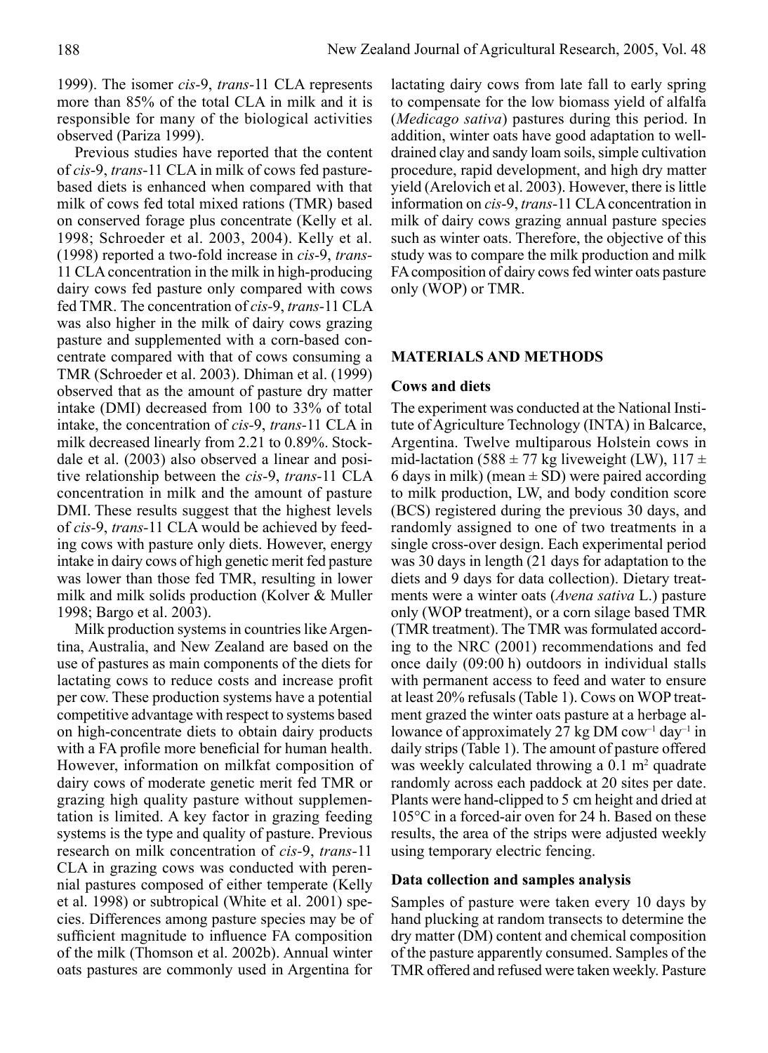1999). The isomer *cis*-9, *trans*-11 CLA represents more than 85% of the total CLA in milk and it is responsible for many of the biological activities observed (Pariza 1999).

Previous studies have reported that the content of *cis*-9, *trans*-11 CLA in milk of cows fed pasture-based diets is enhanced when compared with that milk of cows fed total mixed rations (TMR) based on conserved forage plus concentrate (Kelly et al. 1998; Schroeder et al. 2003, 2004). Kelly et al. (1998) reported a two-fold increase in *cis*-9, *trans*-11 CLA concentration in the milk in high-producing dairy cows fed pasture only compared with cows fed TMR. The concentration of *cis*-9, *trans*-11 CLA was also higher in the milk of dairy cows grazing pasture and supplemented with a corn-based concentrate compared with that of cows consuming a TMR (Schroeder et al. 2003). Dhiman et al. (1999) observed that as the amount of pasture dry matter intake (DMI) decreased from 100 to 33% of total intake, the concentration of *cis*-9, *trans*-11 CLA in milk decreased linearly from 2.21 to 0.89%. Stockdale et al. (2003) also observed a linear and positive relationship between the *cis*-9, *trans*-11 CLA concentration in milk and the amount of pasture DMI. These results suggest that the highest levels of *cis*-9, *trans*-11 CLA would be achieved by feeding cows with pasture only diets. However, energy intake in dairy cows of high genetic merit fed pasture was lower than those fed TMR, resulting in lower milk and milk solids production (Kolver & Muller 1998; Bargo et al. 2003).

Milk production systems in countries like Argentina, Australia, and New Zealand are based on the use of pastures as main components of the diets for lactating cows to reduce costs and increase profit per cow. These production systems have a potential competitive advantage with respect to systems based on high-concentrate diets to obtain dairy products with a FA profile more beneficial for human health. However, information on milkfat composition of dairy cows of moderate genetic merit fed TMR or grazing high quality pasture without supplementation is limited. A key factor in grazing feeding systems is the type and quality of pasture. Previous research on milk concentration of *cis*-9, *trans*-11 CLA in grazing cows was conducted with perennial pastures composed of either temperate (Kelly et al. 1998) or subtropical (White et al. 2001) species. Differences among pasture species may be of sufficient magnitude to influence FA composition of the milk (Thomson et al. 2002b). Annual winter oats pastures are commonly used in Argentina for lactating dairy cows from late fall to early spring to compensate for the low biomass yield of alfalfa (*Medicago sativa*) pastures during this period. In addition, winter oats have good adaptation to well-drained clay and sandy loam soils, simple cultivation procedure, rapid development, and high dry matter yield (Arelovich et al. 2003). However, there is little information on *cis*-9, *trans*-11 CLA concentration in milk of dairy cows grazing annual pasture species such as winter oats. Therefore, the objective of this study was to compare the milk production and milk FA composition of dairy cows fed winter oats pasture only (WOP) or TMR.

## MATERIALS AND METHODS

### Cows and diets

The experiment was conducted at the National Institute of Agriculture Technology (INTA) in Balcarce, Argentina. Twelve multiparous Holstein cows in mid-lactation (588 ± 77 kg liveweight (LW), 117 ± 6 days in milk) (mean ± SD) were paired according to milk production, LW, and body condition score (BCS) registered during the previous 30 days, and randomly assigned to one of two treatments in a single cross-over design. Each experimental period was 30 days in length (21 days for adaptation to the diets and 9 days for data collection). Dietary treatments were a winter oats (*Avena sativa* L.) pasture only (WOP treatment), or a corn silage based TMR (TMR treatment). The TMR was formulated according to the NRC (2001) recommendations and fed once daily (09:00 h) outdoors in individual stalls with permanent access to feed and water to ensure at least 20% refusals (Table 1). Cows on WOP treatment grazed the winter oats pasture at a herbage allowance of approximately 27 kg DM $cow^{-1}$ $day^{-1}$ in daily strips (Table 1). The amount of pasture offered was weekly calculated throwing a 0.1 $m^2$ quadrate randomly across each paddock at 20 sites per date. Plants were hand-clipped to 5 cm height and dried at 105°C in a forced-air oven for 24 h. Based on these results, the area of the strips were adjusted weekly using temporary electric fencing.

### Data collection and samples analysis

Samples of pasture were taken every 10 days by hand plucking at random transects to determine the dry matter (DM) content and chemical composition of the pasture apparently consumed. Samples of the TMR offered and refused were taken weekly. Pasture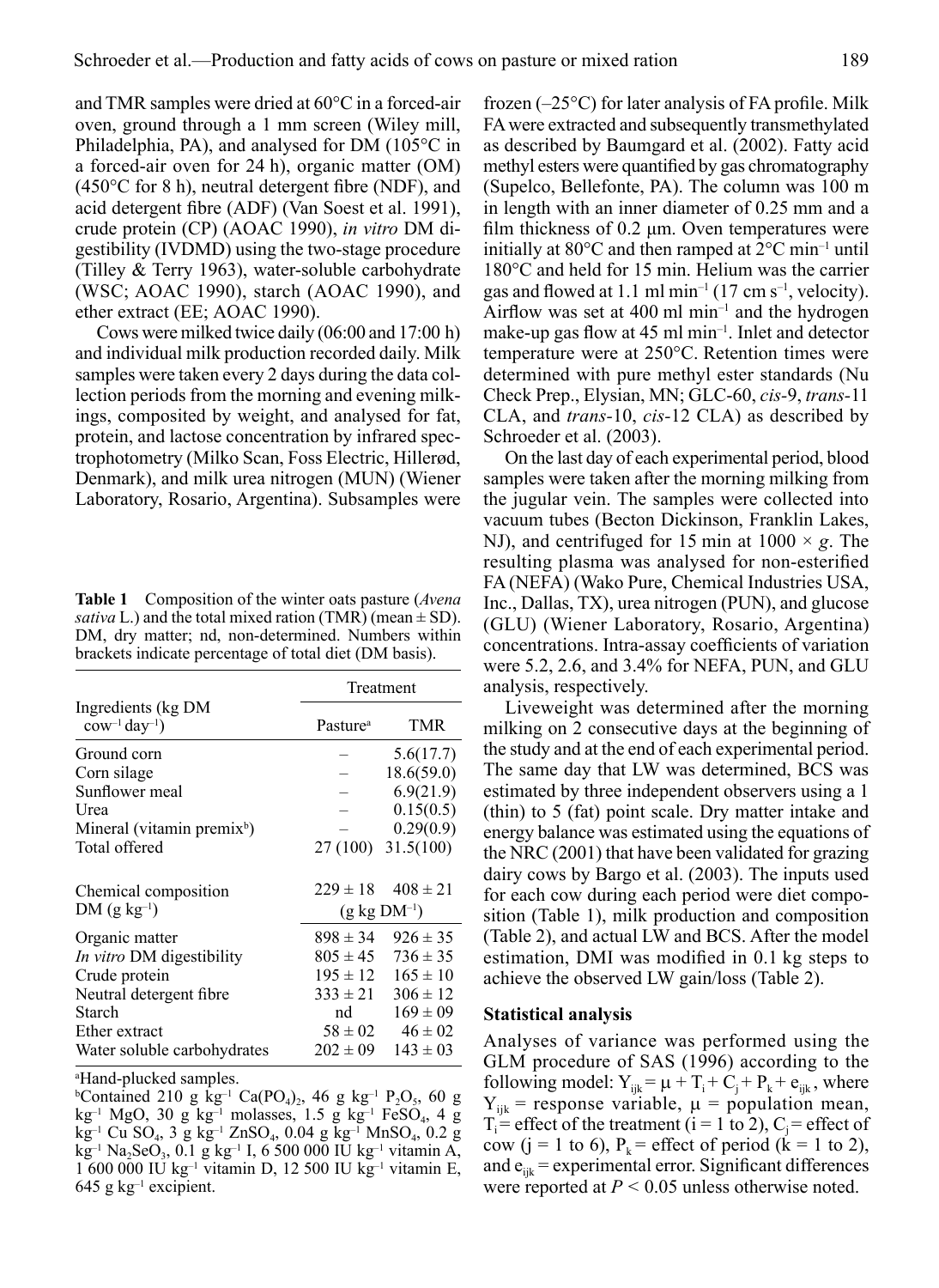and TMR samples were dried at 60°C in a forced-air oven, ground through a 1 mm screen (Wiley mill, Philadelphia, PA), and analysed for DM (105°C in a forced-air oven for 24 h), organic matter (OM) (450°C for 8 h), neutral detergent fibre (NDF), and acid detergent fibre (ADF) (Van Soest et al. 1991), crude protein (CP) (AOAC 1990), *in vitro* DM digestibility (IVDMD) using the two-stage procedure (Tilley & Terry 1963), water-soluble carbohydrate (WSC; AOAC 1990), starch (AOAC 1990), and ether extract (EE; AOAC 1990).

Cows were milked twice daily (06:00 and 17:00 h) and individual milk production recorded daily. Milk samples were taken every 2 days during the data collection periods from the morning and evening milkings, composited by weight, and analysed for fat, protein, and lactose concentration by infrared spectrophotometry (Milko Scan, Foss Electric, Hillerød, Denmark), and milk urea nitrogen (MUN) (Wiener Laboratory, Rosario, Argentina). Subsamples were frozen (–25°C) for later analysis of FA profile. Milk FA were extracted and subsequently transmethylated as described by Baumgard et al. (2002). Fatty acid methyl esters were quantified by gas chromatography (Supelco, Bellefonte, PA). The column was 100 m in length with an inner diameter of 0.25 mm and a film thickness of 0.2 μm. Oven temperatures were initially at 80°C and then ramped at 2°C $min^{-1}$ until 180°C and held for 15 min. Helium was the carrier gas and flowed at 1.1 ml $min^{-1}$ (17 cm $s^{-1}$, velocity). Airflow was set at 400 ml $min^{-1}$ and the hydrogen make-up gas flow at 45 ml $min^{-1}$. Inlet and detector temperature were at 250°C. Retention times were determined with pure methyl ester standards (Nu Check Prep., Elysian, MN; GLC-60, *cis*-9, *trans*-11 CLA, and *trans*-10, *cis*-12 CLA) as described by Schroeder et al. (2003).

On the last day of each experimental period, blood samples were taken after the morning milking from the jugular vein. The samples were collected into vacuum tubes (Becton Dickinson, Franklin Lakes, NJ), and centrifuged for 15 min at 1000 × *g*. The resulting plasma was analysed for non-esterified FA (NEFA) (Wako Pure, Chemical Industries USA, Inc., Dallas, TX), urea nitrogen (PUN), and glucose (GLU) (Wiener Laboratory, Rosario, Argentina) concentrations. Intra-assay coefficients of variation were 5.2, 2.6, and 3.4% for NEFA, PUN, and GLU analysis, respectively.

Liveweight was determined after the morning milking on 2 consecutive days at the beginning of the study and at the end of each experimental period. The same day that LW was determined, BCS was estimated by three independent observers using a 1 (thin) to 5 (fat) point scale. Dry matter intake and energy balance was estimated using the equations of the NRC (2001) that have been validated for grazing dairy cows by Bargo et al. (2003). The inputs used for each cow during each period were diet composition (Table 1), milk production and composition (Table 2), and actual LW and BCS. After the model estimation, DMI was modified in 0.1 kg steps to achieve the observed LW gain/loss (Table 2).

**Table 1** Composition of the winter oats pasture (*Avena sativa* L.) and the total mixed ration (TMR) (mean ± SD). DM, dry matter; nd, non-determined. Numbers within brackets indicate percentage of total diet (DM basis).

| Ingredients (kg DM $cow^{-1}$ $day^{-1}$) | Treatment | |
|---|---|---|
| | Pasture[a] | TMR |
| Ground corn | – | 5.6(17.7) |
| Corn silage | – | 18.6(59.0) |
| Sunflower meal | – | 6.9(21.9) |
| Urea | – | 0.15(0.5) |
| Mineral (vitamin premix[b]) | – | 0.29(0.9) |
| Total offered | 27 (100) | 31.5(100) |
| Chemical composition DM (g $kg^{-1}$) | 229 ± 18 | 408 ± 21 |
| | (g kg $DM^{-1}$) | |
| Organic matter | 898 ± 34 | 926 ± 35 |
| *In vitro* DM digestibility | 805 ± 45 | 736 ± 35 |
| Crude protein | 195 ± 12 | 165 ± 10 |
| Neutral detergent fibre | 333 ± 21 | 306 ± 12 |
| Starch | nd | 169 ± 09 |
| Ether extract | 58 ± 02 | 46 ± 02 |
| Water soluble carbohydrates | 202 ± 09 | 143 ± 03 |

[a]Hand-plucked samples.
[b]Contained 210 g $kg^{-1}$ $Ca(PO_4)_2$, 46 g $kg^{-1}$ $P_2O_5$, 60 g $kg^{-1}$ MgO, 30 g $kg^{-1}$ molasses, 1.5 g $kg^{-1}$ $FeSO_4$, 4 g $kg^{-1}$ Cu $SO_4$, 3 g $kg^{-1}$ $ZnSO_4$, 0.04 g $kg^{-1}$ $MnSO_4$, 0.2 g $kg^{-1}$ $Na_2SeO_3$, 0.1 g $kg^{-1}$ I, 6 500 000 IU $kg^{-1}$ vitamin A, 1 600 000 IU $kg^{-1}$ vitamin D, 12 500 IU $kg^{-1}$ vitamin E, 645 g $kg^{-1}$ excipient.

### Statistical analysis

Analyses of variance was performed using the GLM procedure of SAS (1996) according to the following model: $Y_{ijk} = \mu + T_i + C_j + P_k + e_{ijk}$, where $Y_{ijk}$ = response variable, $\mu$ = population mean, $T_i$ = effect of the treatment (i = 1 to 2), $C_j$ = effect of cow (j = 1 to 6), $P_k$ = effect of period (k = 1 to 2), and $e_{ijk}$ = experimental error. Significant differences were reported at $P < 0.05$ unless otherwise noted.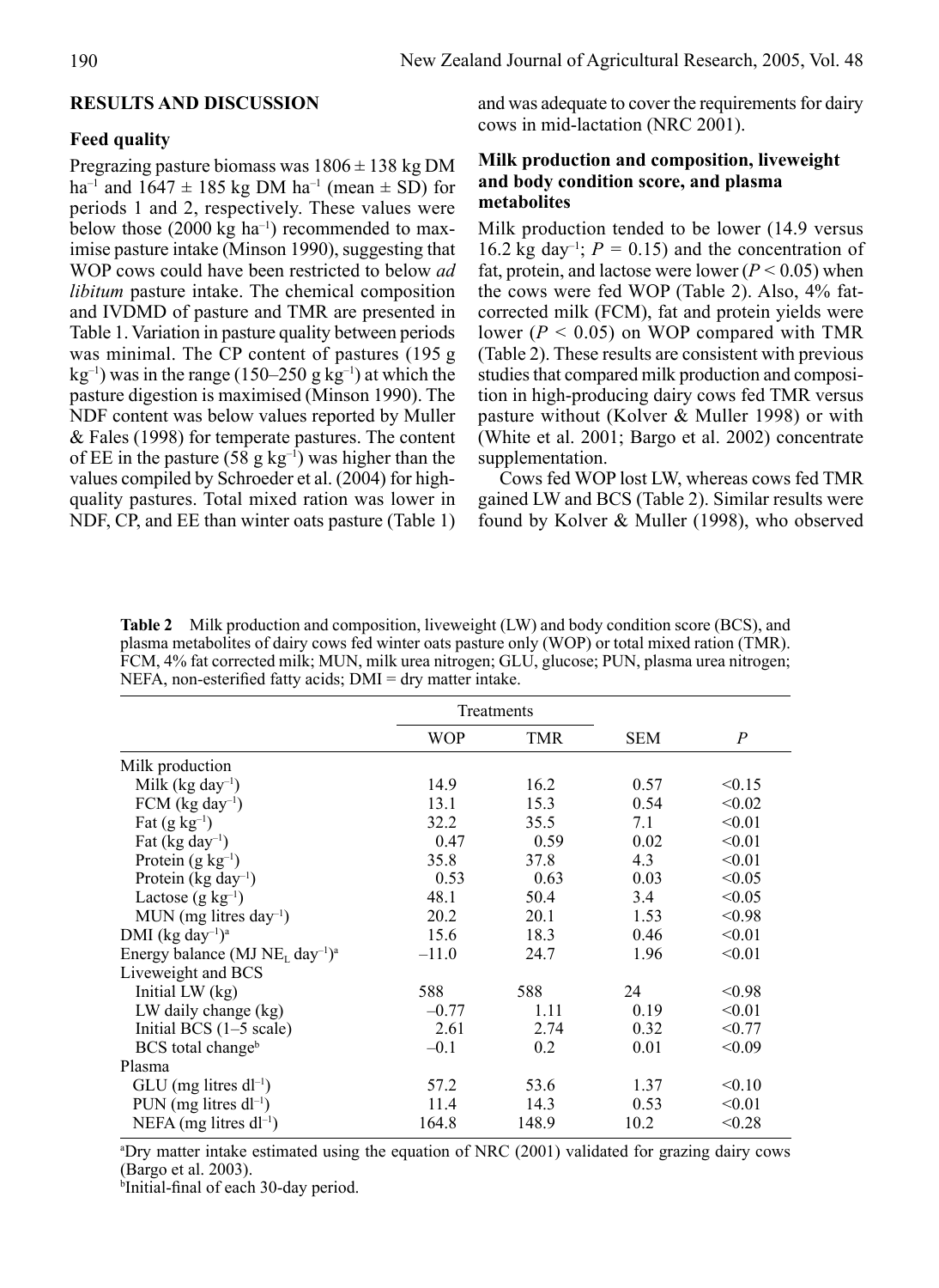## RESULTS AND DISCUSSION

### Feed quality

Pregrazing pasture biomass was 1806 ± 138 kg DM $ha^{-1}$ and 1647 ± 185 kg DM $ha^{-1}$ (mean ± SD) for periods 1 and 2, respectively. These values were below those (2000 kg $ha^{-1}$) recommended to maximise pasture intake (Minson 1990), suggesting that WOP cows could have been restricted to below *ad libitum* pasture intake. The chemical composition and IVDMD of pasture and TMR are presented in Table 1. Variation in pasture quality between periods was minimal. The CP content of pastures (195 g $kg^{-1}$) was in the range (150–250 g $kg^{-1}$) at which the pasture digestion is maximised (Minson 1990). The NDF content was below values reported by Muller & Fales (1998) for temperate pastures. The content of EE in the pasture (58 g $kg^{-1}$) was higher than the values compiled by Schroeder et al. (2004) for high-quality pastures. Total mixed ration was lower in NDF, CP, and EE than winter oats pasture (Table 1) and was adequate to cover the requirements for dairy cows in mid-lactation (NRC 2001).

### Milk production and composition, liveweight and body condition score, and plasma metabolites

Milk production tended to be lower (14.9 versus 16.2 kg $day^{-1}$; $P = 0.15$) and the concentration of fat, protein, and lactose were lower ($P < 0.05$) when the cows were fed WOP (Table 2). Also, 4% fat-corrected milk (FCM), fat and protein yields were lower ($P < 0.05$) on WOP compared with TMR (Table 2). These results are consistent with previous studies that compared milk production and composition in high-producing dairy cows fed TMR versus pasture without (Kolver & Muller 1998) or with (White et al. 2001; Bargo et al. 2002) concentrate supplementation.

Cows fed WOP lost LW, whereas cows fed TMR gained LW and BCS (Table 2). Similar results were found by Kolver & Muller (1998), who observed

**Table 2** Milk production and composition, liveweight (LW) and body condition score (BCS), and plasma metabolites of dairy cows fed winter oats pasture only (WOP) or total mixed ration (TMR). FCM, 4% fat corrected milk; MUN, milk urea nitrogen; GLU, glucose; PUN, plasma urea nitrogen; NEFA, non-esterified fatty acids; DMI = dry matter intake.

| | Treatments | | | |
|---|---|---|---|---|
| | WOP | TMR | SEM | $P$ |
| Milk production | | | | |
| Milk (kg $day^{-1}$) | 14.9 | 16.2 | 0.57 | <0.15 |
| FCM (kg $day^{-1}$) | 13.1 | 15.3 | 0.54 | <0.02 |
| Fat (g $kg^{-1}$) | 32.2 | 35.5 | 7.1 | <0.01 |
| Fat (kg $day^{-1}$) | 0.47 | 0.59 | 0.02 | <0.01 |
| Protein (g $kg^{-1}$) | 35.8 | 37.8 | 4.3 | <0.01 |
| Protein (kg $day^{-1}$) | 0.53 | 0.63 | 0.03 | <0.05 |
| Lactose (g $kg^{-1}$) | 48.1 | 50.4 | 3.4 | <0.05 |
| MUN (mg litres $day^{-1}$) | 20.2 | 20.1 | 1.53 | <0.98 |
| DMI (kg $day^{-1}$)[a] | 15.6 | 18.3 | 0.46 | <0.01 |
| Energy balance (MJ $NE_L$ $day^{-1}$)[a] | –11.0 | 24.7 | 1.96 | <0.01 |
| Liveweight and BCS | | | | |
| Initial LW (kg) | 588 | 588 | 24 | <0.98 |
| LW daily change (kg) | –0.77 | 1.11 | 0.19 | <0.01 |
| Initial BCS (1–5 scale) | 2.61 | 2.74 | 0.32 | <0.77 |
| BCS total change[b] | –0.1 | 0.2 | 0.01 | <0.09 |
| Plasma | | | | |
| GLU (mg litres $dl^{-1}$) | 57.2 | 53.6 | 1.37 | <0.10 |
| PUN (mg litres $dl^{-1}$) | 11.4 | 14.3 | 0.53 | <0.01 |
| NEFA (mg litres $dl^{-1}$) | 164.8 | 148.9 | 10.2 | <0.28 |

[a]Dry matter intake estimated using the equation of NRC (2001) validated for grazing dairy cows (Bargo et al. 2003).

[b]Initial-final of each 30-day period.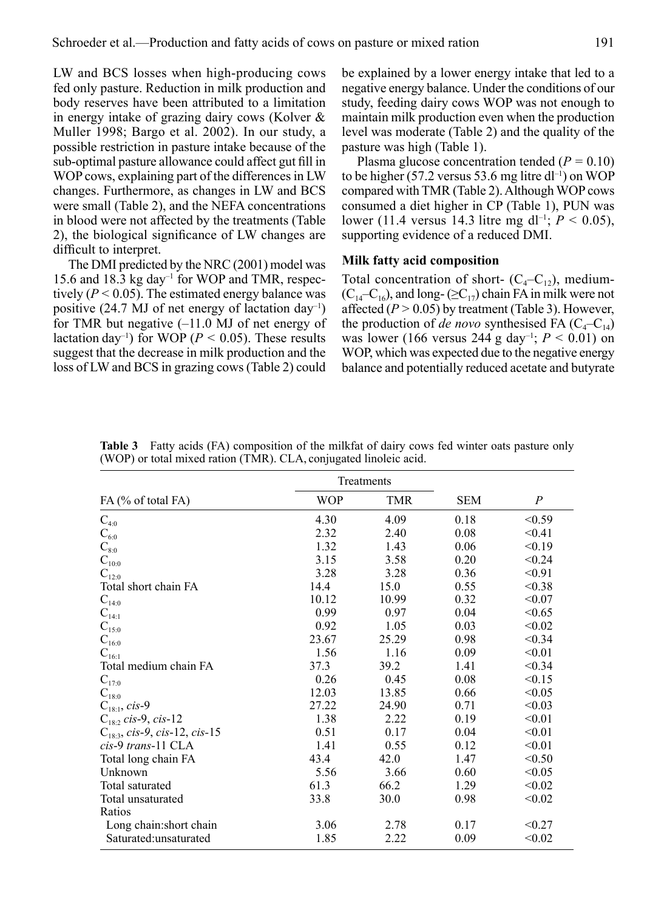LW and BCS losses when high-producing cows fed only pasture. Reduction in milk production and body reserves have been attributed to a limitation in energy intake of grazing dairy cows (Kolver & Muller 1998; Bargo et al. 2002). In our study, a possible restriction in pasture intake because of the sub-optimal pasture allowance could affect gut fill in WOP cows, explaining part of the differences in LW changes. Furthermore, as changes in LW and BCS were small (Table 2), and the NEFA concentrations in blood were not affected by the treatments (Table 2), the biological significance of LW changes are difficult to interpret.

The DMI predicted by the NRC (2001) model was 15.6 and 18.3 kg day$^{-1}$ for WOP and TMR, respectively ($P < 0.05$). The estimated energy balance was positive (24.7 MJ of net energy of lactation day$^{-1}$) for TMR but negative (–11.0 MJ of net energy of lactation day$^{-1}$) for WOP ($P < 0.05$). These results suggest that the decrease in milk production and the loss of LW and BCS in grazing cows (Table 2) could be explained by a lower energy intake that led to a negative energy balance. Under the conditions of our study, feeding dairy cows WOP was not enough to maintain milk production even when the production level was moderate (Table 2) and the quality of the pasture was high (Table 1).

Plasma glucose concentration tended ($P = 0.10$) to be higher (57.2 versus 53.6 mg litre dl$^{-1}$) on WOP compared with TMR (Table 2). Although WOP cows consumed a diet higher in CP (Table 1), PUN was lower (11.4 versus 14.3 litre mg dl$^{-1}$; $P < 0.05$), supporting evidence of a reduced DMI.

### Milk fatty acid composition

Total concentration of short- ($C_4$–$C_{12}$), medium- ($C_{14}$–$C_{16}$), and long- ($\geq C_{17}$) chain FA in milk were not affected ($P > 0.05$) by treatment (Table 3). However, the production of *de novo* synthesised FA ($C_4$–$C_{14}$) was lower (166 versus 244 g day$^{-1}$; $P < 0.01$) on WOP, which was expected due to the negative energy balance and potentially reduced acetate and butyrate

**Table 3** Fatty acids (FA) composition of the milkfat of dairy cows fed winter oats pasture only (WOP) or total mixed ration (TMR). CLA, conjugated linoleic acid.

| | Treatments | | | |
|---|---|---|---|---|
| FA (% of total FA) | WOP | TMR | SEM | $P$ |
| $C_{4:0}$ | 4.30 | 4.09 | 0.18 | <0.59 |
| $C_{6:0}$ | 2.32 | 2.40 | 0.08 | <0.41 |
| $C_{8:0}$ | 1.32 | 1.43 | 0.06 | <0.19 |
| $C_{10:0}$ | 3.15 | 3.58 | 0.20 | <0.24 |
| $C_{12:0}$ | 3.28 | 3.28 | 0.36 | <0.91 |
| Total short chain FA | 14.4 | 15.0 | 0.55 | <0.38 |
| $C_{14:0}$ | 10.12 | 10.99 | 0.32 | <0.07 |
| $C_{14:1}$ | 0.99 | 0.97 | 0.04 | <0.65 |
| $C_{15:0}$ | 0.92 | 1.05 | 0.03 | <0.02 |
| $C_{16:0}$ | 23.67 | 25.29 | 0.98 | <0.34 |
| $C_{16:1}$ | 1.56 | 1.16 | 0.09 | <0.01 |
| Total medium chain FA | 37.3 | 39.2 | 1.41 | <0.34 |
| $C_{17:0}$ | 0.26 | 0.45 | 0.08 | <0.15 |
| $C_{18:0}$ | 12.03 | 13.85 | 0.66 | <0.05 |
| $C_{18:1}$, *cis*-9 | 27.22 | 24.90 | 0.71 | <0.03 |
| $C_{18:2}$ *cis*-9, *cis*-12 | 1.38 | 2.22 | 0.19 | <0.01 |
| $C_{18:3}$, *cis*-9, *cis*-12, *cis*-15 | 0.51 | 0.17 | 0.04 | <0.01 |
| *cis*-9 *trans*-11 CLA | 1.41 | 0.55 | 0.12 | <0.01 |
| Total long chain FA | 43.4 | 42.0 | 1.47 | <0.50 |
| Unknown | 5.56 | 3.66 | 0.60 | <0.05 |
| Total saturated | 61.3 | 66.2 | 1.29 | <0.02 |
| Total unsaturated | 33.8 | 30.0 | 0.98 | <0.02 |
| Ratios | | | | |
| Long chain:short chain | 3.06 | 2.78 | 0.17 | <0.27 |
| Saturated:unsaturated | 1.85 | 2.22 | 0.09 | <0.02 |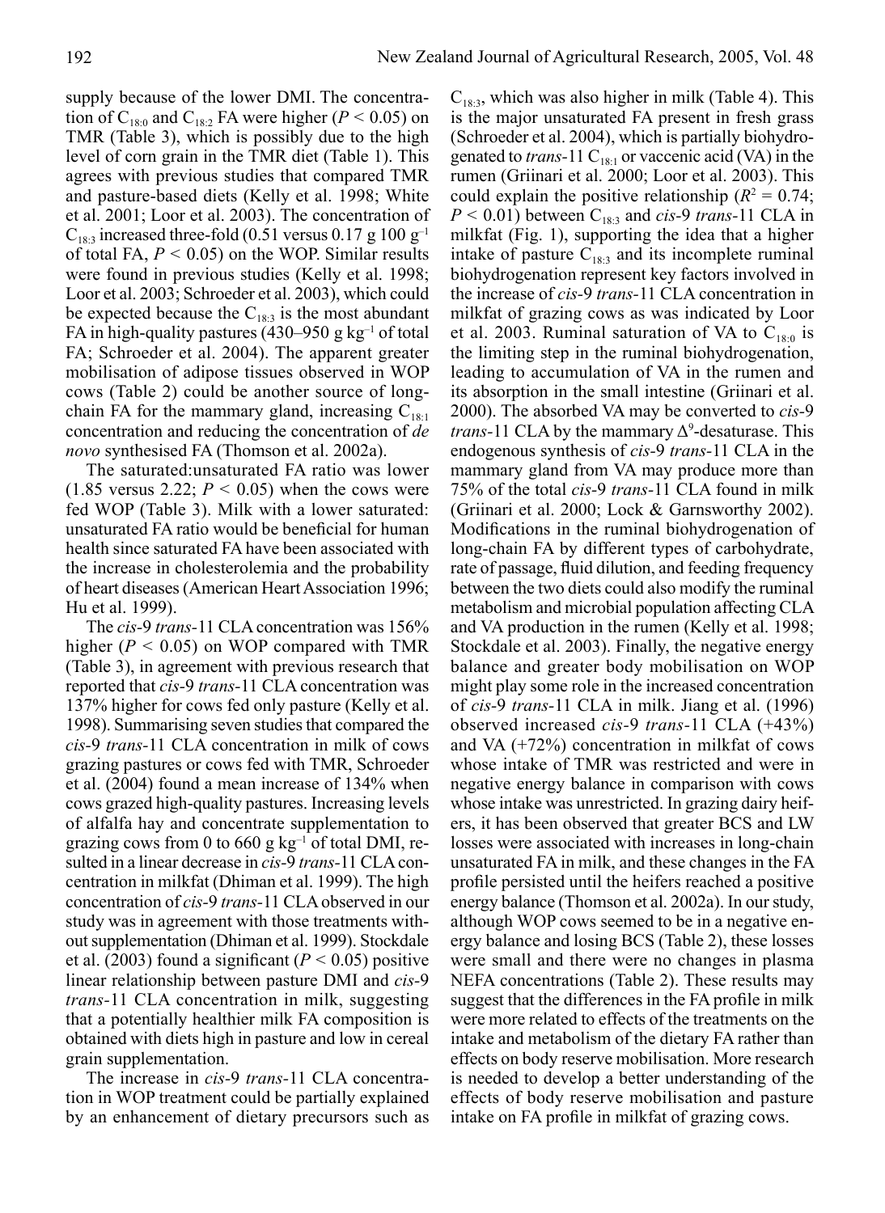supply because of the lower DMI. The concentration of $C_{18:0}$ and $C_{18:2}$ FA were higher ($P < 0.05$) on TMR (Table 3), which is possibly due to the high level of corn grain in the TMR diet (Table 1). This agrees with previous studies that compared TMR and pasture-based diets (Kelly et al. 1998; White et al. 2001; Loor et al. 2003). The concentration of $C_{18:3}$ increased three-fold (0.51 versus 0.17 g 100 $g^{-1}$ of total FA, $P < 0.05$) on the WOP. Similar results were found in previous studies (Kelly et al. 1998; Loor et al. 2003; Schroeder et al. 2003), which could be expected because the $C_{18:3}$ is the most abundant FA in high-quality pastures (430–950 g $kg^{-1}$ of total FA; Schroeder et al. 2004). The apparent greater mobilisation of adipose tissues observed in WOP cows (Table 2) could be another source of long-chain FA for the mammary gland, increasing $C_{18:1}$ concentration and reducing the concentration of *de novo* synthesised FA (Thomson et al. 2002a).

The saturated:unsaturated FA ratio was lower (1.85 versus 2.22; $P < 0.05$) when the cows were fed WOP (Table 3). Milk with a lower saturated: unsaturated FA ratio would be beneficial for human health since saturated FA have been associated with the increase in cholesterolemia and the probability of heart diseases (American Heart Association 1996; Hu et al. 1999).

The *cis*-9 *trans*-11 CLA concentration was 156% higher ($P < 0.05$) on WOP compared with TMR (Table 3), in agreement with previous research that reported that *cis*-9 *trans*-11 CLA concentration was 137% higher for cows fed only pasture (Kelly et al. 1998). Summarising seven studies that compared the *cis*-9 *trans*-11 CLA concentration in milk of cows grazing pastures or cows fed with TMR, Schroeder et al. (2004) found a mean increase of 134% when cows grazed high-quality pastures. Increasing levels of alfalfa hay and concentrate supplementation to grazing cows from 0 to 660 g $kg^{-1}$ of total DMI, resulted in a linear decrease in *cis*-9 *trans*-11 CLA concentration in milkfat (Dhiman et al. 1999). The high concentration of *cis*-9 *trans*-11 CLA observed in our study was in agreement with those treatments without supplementation (Dhiman et al. 1999). Stockdale et al. (2003) found a significant ($P < 0.05$) positive linear relationship between pasture DMI and *cis*-9 *trans*-11 CLA concentration in milk, suggesting that a potentially healthier milk FA composition is obtained with diets high in pasture and low in cereal grain supplementation.

The increase in *cis*-9 *trans*-11 CLA concentration in WOP treatment could be partially explained by an enhancement of dietary precursors such as $C_{18:3}$, which was also higher in milk (Table 4). This is the major unsaturated FA present in fresh grass (Schroeder et al. 2004), which is partially biohydrogenated to *trans*-11 $C_{18:1}$ or vaccenic acid (VA) in the rumen (Griinari et al. 2000; Loor et al. 2003). This could explain the positive relationship ($R^2 = 0.74$; $P < 0.01$) between $C_{18:3}$ and *cis*-9 *trans*-11 CLA in milkfat (Fig. 1), supporting the idea that a higher intake of pasture $C_{18:3}$ and its incomplete ruminal biohydrogenation represent key factors involved in the increase of *cis*-9 *trans*-11 CLA concentration in milkfat of grazing cows as was indicated by Loor et al. 2003. Ruminal saturation of VA to $C_{18:0}$ is the limiting step in the ruminal biohydrogenation, leading to accumulation of VA in the rumen and its absorption in the small intestine (Griinari et al. 2000). The absorbed VA may be converted to *cis*-9 *trans*-11 CLA by the mammary $\Delta^9$-desaturase. This endogenous synthesis of *cis*-9 *trans*-11 CLA in the mammary gland from VA may produce more than 75% of the total *cis*-9 *trans*-11 CLA found in milk (Griinari et al. 2000; Lock & Garnsworthy 2002). Modifications in the ruminal biohydrogenation of long-chain FA by different types of carbohydrate, rate of passage, fluid dilution, and feeding frequency between the two diets could also modify the ruminal metabolism and microbial population affecting CLA and VA production in the rumen (Kelly et al. 1998; Stockdale et al. 2003). Finally, the negative energy balance and greater body mobilisation on WOP might play some role in the increased concentration of *cis*-9 *trans*-11 CLA in milk. Jiang et al. (1996) observed increased *cis*-9 *trans*-11 CLA (+43%) and VA (+72%) concentration in milkfat of cows whose intake of TMR was restricted and were in negative energy balance in comparison with cows whose intake was unrestricted. In grazing dairy heifers, it has been observed that greater BCS and LW losses were associated with increases in long-chain unsaturated FA in milk, and these changes in the FA profile persisted until the heifers reached a positive energy balance (Thomson et al. 2002a). In our study, although WOP cows seemed to be in a negative energy balance and losing BCS (Table 2), these losses were small and there were no changes in plasma NEFA concentrations (Table 2). These results may suggest that the differences in the FA profile in milk were more related to effects of the treatments on the intake and metabolism of the dietary FA rather than effects on body reserve mobilisation. More research is needed to develop a better understanding of the effects of body reserve mobilisation and pasture intake on FA profile in milkfat of grazing cows.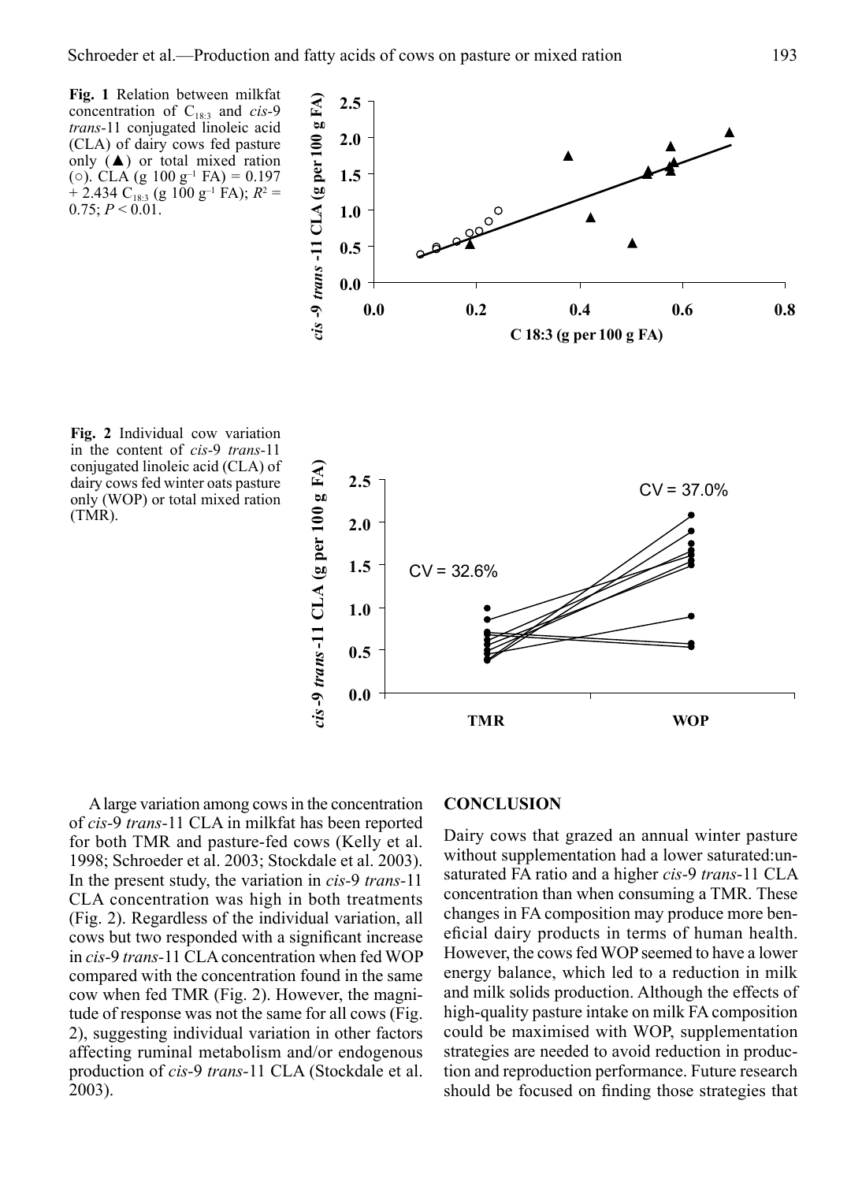**Fig. 1** Relation between milkfat concentration of $C_{18:3}$ and *cis*-9 *trans*-11 conjugated linoleic acid (CLA) of dairy cows fed pasture only (▲) or total mixed ration (○). CLA (g 100 g$^{-1}$ FA) = 0.197 + 2.434 $C_{18:3}$ (g 100 g$^{-1}$ FA); $R^2$ = 0.75; $P < 0.01$.

**Fig. 2** Individual cow variation in the content of *cis*-9 *trans*-11 conjugated linoleic acid (CLA) of dairy cows fed winter oats pasture only (WOP) or total mixed ration (TMR).

A large variation among cows in the concentration of *cis*-9 *trans*-11 CLA in milkfat has been reported for both TMR and pasture-fed cows (Kelly et al. 1998; Schroeder et al. 2003; Stockdale et al. 2003). In the present study, the variation in *cis*-9 *trans*-11 CLA concentration was high in both treatments (Fig. 2). Regardless of the individual variation, all cows but two responded with a significant increase in *cis*-9 *trans*-11 CLA concentration when fed WOP compared with the concentration found in the same cow when fed TMR (Fig. 2). However, the magnitude of response was not the same for all cows (Fig. 2), suggesting individual variation in other factors affecting ruminal metabolism and/or endogenous production of *cis*-9 *trans*-11 CLA (Stockdale et al. 2003).

## CONCLUSION

Dairy cows that grazed an annual winter pasture without supplementation had a lower saturated:unsaturated FA ratio and a higher *cis*-9 *trans*-11 CLA concentration than when consuming a TMR. These changes in FA composition may produce more beneficial dairy products in terms of human health. However, the cows fed WOP seemed to have a lower energy balance, which led to a reduction in milk and milk solids production. Although the effects of high-quality pasture intake on milk FA composition could be maximised with WOP, supplementation strategies are needed to avoid reduction in production and reproduction performance. Future research should be focused on finding those strategies that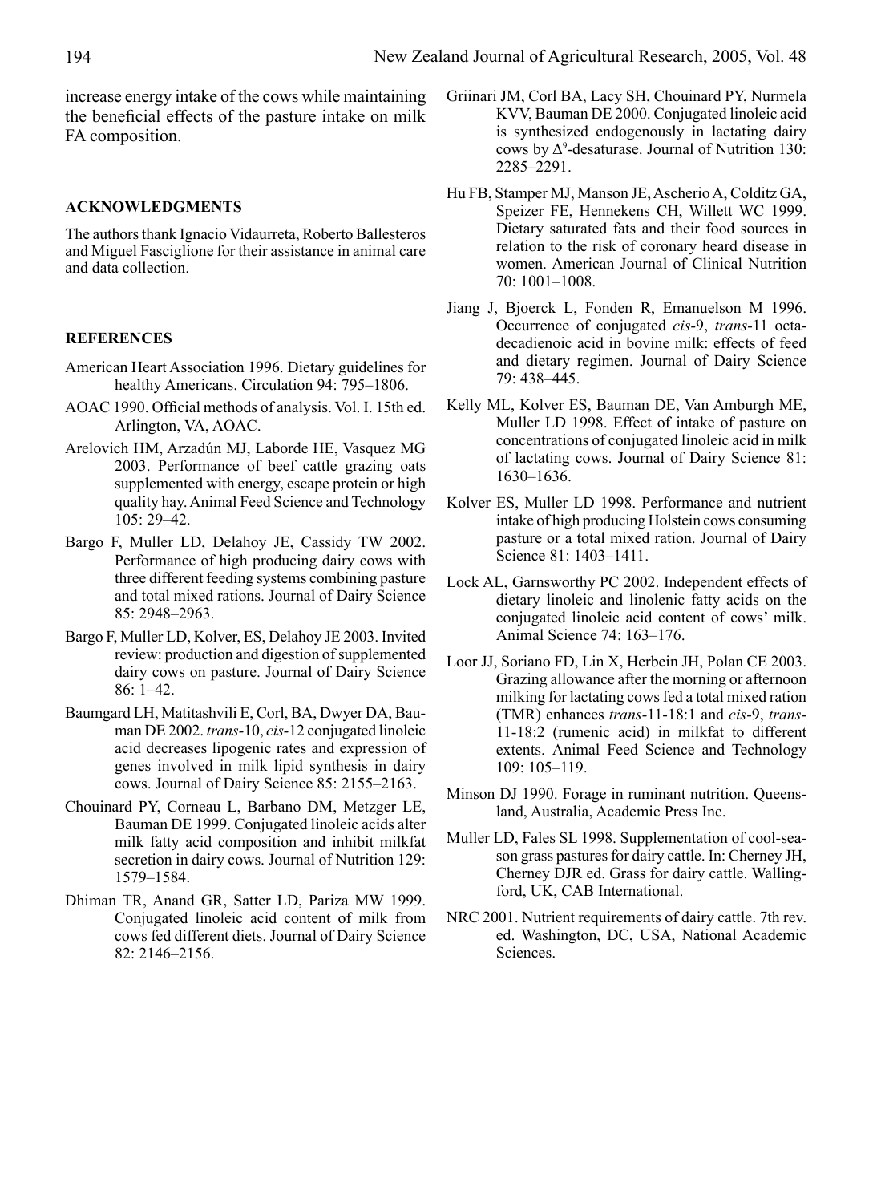increase energy intake of the cows while maintaining the beneficial effects of the pasture intake on milk FA composition.

## ACKNOWLEDGMENTS

The authors thank Ignacio Vidaurreta, Roberto Ballesteros and Miguel Fasciglione for their assistance in animal care and data collection.

## REFERENCES

American Heart Association 1996. Dietary guidelines for healthy Americans. Circulation 94: 795–1806.

AOAC 1990. Official methods of analysis. Vol. I. 15th ed. Arlington, VA, AOAC.

Arelovich HM, Arzadún MJ, Laborde HE, Vasquez MG 2003. Performance of beef cattle grazing oats supplemented with energy, escape protein or high quality hay. Animal Feed Science and Technology 105: 29–42.

Bargo F, Muller LD, Delahoy JE, Cassidy TW 2002. Performance of high producing dairy cows with three different feeding systems combining pasture and total mixed rations. Journal of Dairy Science 85: 2948–2963.

Bargo F, Muller LD, Kolver, ES, Delahoy JE 2003. Invited review: production and digestion of supplemented dairy cows on pasture. Journal of Dairy Science 86: 1–42.

Baumgard LH, Matitashvili E, Corl, BA, Dwyer DA, Bauman DE 2002. *trans*-10, *cis*-12 conjugated linoleic acid decreases lipogenic rates and expression of genes involved in milk lipid synthesis in dairy cows. Journal of Dairy Science 85: 2155–2163.

Chouinard PY, Corneau L, Barbano DM, Metzger LE, Bauman DE 1999. Conjugated linoleic acids alter milk fatty acid composition and inhibit milkfat secretion in dairy cows. Journal of Nutrition 129: 1579–1584.

Dhiman TR, Anand GR, Satter LD, Pariza MW 1999. Conjugated linoleic acid content of milk from cows fed different diets. Journal of Dairy Science 82: 2146–2156.

Griinari JM, Corl BA, Lacy SH, Chouinard PY, Nurmela KVV, Bauman DE 2000. Conjugated linoleic acid is synthesized endogenously in lactating dairy cows by $\Delta^9$-desaturase. Journal of Nutrition 130: 2285–2291.

Hu FB, Stamper MJ, Manson JE, Ascherio A, Colditz GA, Speizer FE, Hennekens CH, Willett WC 1999. Dietary saturated fats and their food sources in relation to the risk of coronary heard disease in women. American Journal of Clinical Nutrition 70: 1001–1008.

Jiang J, Bjoerck L, Fonden R, Emanuelson M 1996. Occurrence of conjugated *cis*-9, *trans*-11 octadecadienoic acid in bovine milk: effects of feed and dietary regimen. Journal of Dairy Science 79: 438–445.

Kelly ML, Kolver ES, Bauman DE, Van Amburgh ME, Muller LD 1998. Effect of intake of pasture on concentrations of conjugated linoleic acid in milk of lactating cows. Journal of Dairy Science 81: 1630–1636.

Kolver ES, Muller LD 1998. Performance and nutrient intake of high producing Holstein cows consuming pasture or a total mixed ration. Journal of Dairy Science 81: 1403–1411.

Lock AL, Garnsworthy PC 2002. Independent effects of dietary linoleic and linolenic fatty acids on the conjugated linoleic acid content of cows' milk. Animal Science 74: 163–176.

Loor JJ, Soriano FD, Lin X, Herbein JH, Polan CE 2003. Grazing allowance after the morning or afternoon milking for lactating cows fed a total mixed ration (TMR) enhances *trans*-11-18:1 and *cis*-9, *trans*-11-18:2 (rumenic acid) in milkfat to different extents. Animal Feed Science and Technology 109: 105–119.

Minson DJ 1990. Forage in ruminant nutrition. Queensland, Australia, Academic Press Inc.

Muller LD, Fales SL 1998. Supplementation of cool-season grass pastures for dairy cattle. In: Cherney JH, Cherney DJR ed. Grass for dairy cattle. Wallingford, UK, CAB International.

NRC 2001. Nutrient requirements of dairy cattle. 7th rev. ed. Washington, DC, USA, National Academic Sciences.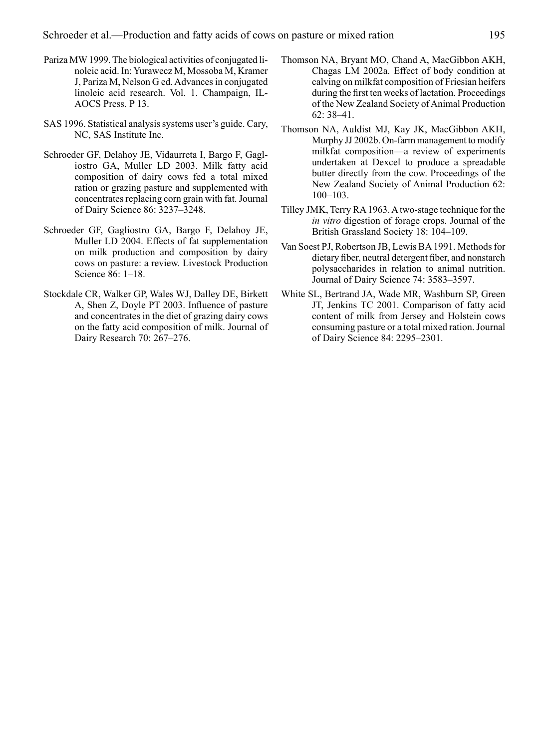Pariza MW 1999. The biological activities of conjugated linoleic acid. In: Yurawecz M, Mossoba M, Kramer J, Pariza M, Nelson G ed. Advances in conjugated linoleic acid research. Vol. 1. Champaign, IL-AOCS Press. P 13.

SAS 1996. Statistical analysis systems user's guide. Cary, NC, SAS Institute Inc.

Schroeder GF, Delahoy JE, Vidaurreta I, Bargo F, Gagliostro GA, Muller LD 2003. Milk fatty acid composition of dairy cows fed a total mixed ration or grazing pasture and supplemented with concentrates replacing corn grain with fat. Journal of Dairy Science 86: 3237–3248.

Schroeder GF, Gagliostro GA, Bargo F, Delahoy JE, Muller LD 2004. Effects of fat supplementation on milk production and composition by dairy cows on pasture: a review. Livestock Production Science 86: 1–18.

Stockdale CR, Walker GP, Wales WJ, Dalley DE, Birkett A, Shen Z, Doyle PT 2003. Influence of pasture and concentrates in the diet of grazing dairy cows on the fatty acid composition of milk. Journal of Dairy Research 70: 267–276.

Thomson NA, Bryant MO, Chand A, MacGibbon AKH, Chagas LM 2002a. Effect of body condition at calving on milkfat composition of Friesian heifers during the first ten weeks of lactation. Proceedings of the New Zealand Society of Animal Production 62: 38–41.

Thomson NA, Auldist MJ, Kay JK, MacGibbon AKH, Murphy JJ 2002b. On-farm management to modify milkfat composition—a review of experiments undertaken at Dexcel to produce a spreadable butter directly from the cow. Proceedings of the New Zealand Society of Animal Production 62: 100–103.

Tilley JMK, Terry RA 1963. A two-stage technique for the *in vitro* digestion of forage crops. Journal of the British Grassland Society 18: 104–109.

Van Soest PJ, Robertson JB, Lewis BA 1991. Methods for dietary fiber, neutral detergent fiber, and nonstarch polysaccharides in relation to animal nutrition. Journal of Dairy Science 74: 3583–3597.

White SL, Bertrand JA, Wade MR, Washburn SP, Green JT, Jenkins TC 2001. Comparison of fatty acid content of milk from Jersey and Holstein cows consuming pasture or a total mixed ration. Journal of Dairy Science 84: 2295–2301.